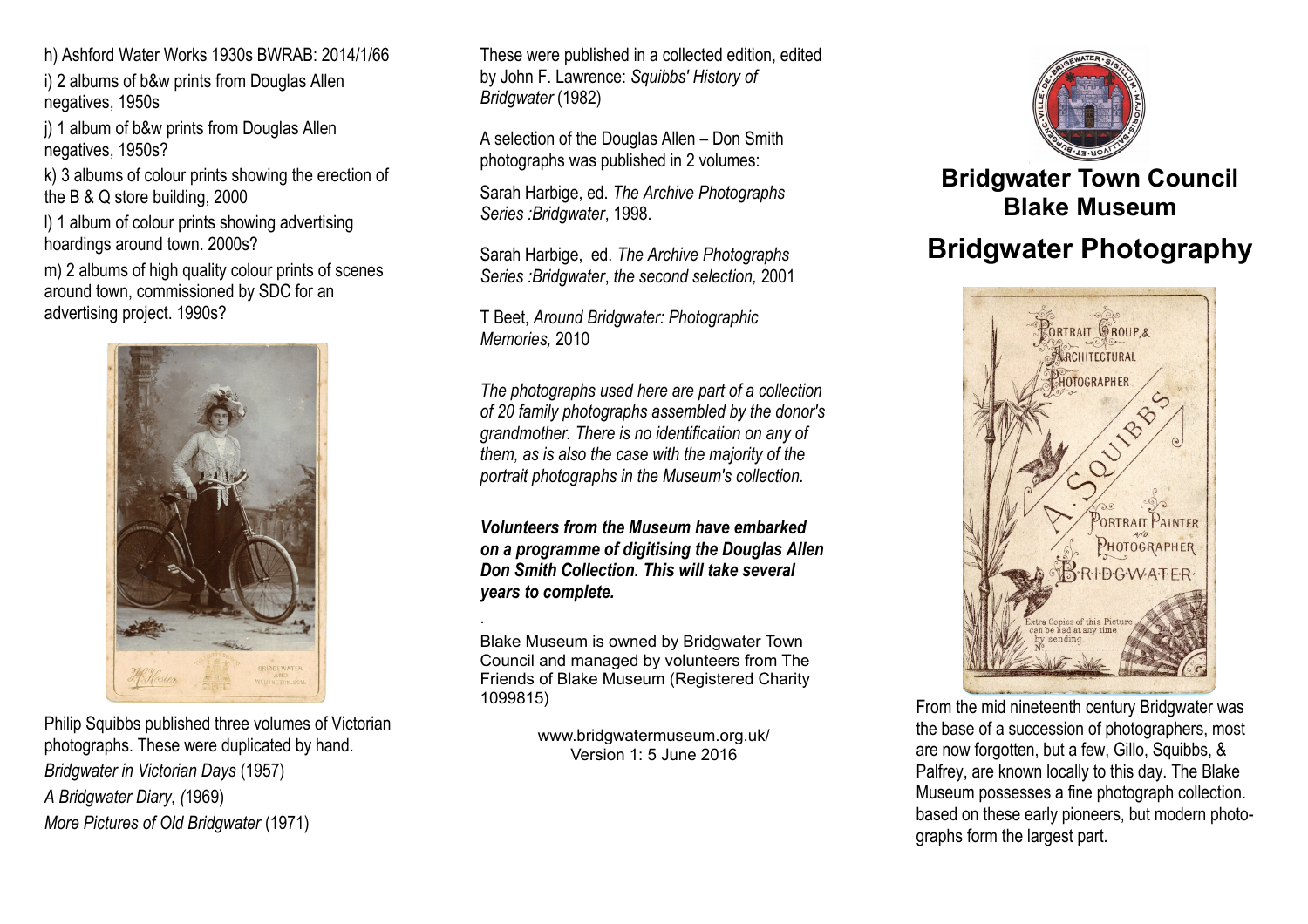h) Ashford Water Works 1930s BWRAB: 2014/1/66

i) 2 albums of b&w prints from Douglas Allen negatives, 1950s

j) 1 album of b&w prints from Douglas Allen negatives, 1950s?

k) 3 albums of colour prints showing the erection of the B & Q store building, 2000

l) 1 album of colour prints showing advertising hoardings around town. 2000s?

m) 2 albums of high quality colour prints of scenes around town, commissioned by SDC for an advertising project. 1990s?

Philip Squibbs published three volumes of Victorian photographs. These were duplicated by hand.

*Bridgwater in Victorian Days* (1957)

*A Bridgwater Diary, (*1969)

*More Pictures of Old Bridgwater* (1971)

These were published in a collected edition, edited by John F. Lawrence: *Squibbs' History of Bridgwater* (1982)

A selection of the Douglas Allen – Don Smith photographs was published in 2 volumes:

Sarah Harbige, ed. *The Archive Photographs Series :Bridgwater*, 1998.

Sarah Harbige, ed. *The Archive Photographs Series :Bridgwater*, *the second selection,* 2001

T Beet, *Around Bridgwater: Photographic Memories,* 2010

*The photographs used here are part of a collection of 20 family photographs assembled by the donor's grandmother. There is no identification on any of them, as is also the case with the majority of the portrait photographs in the Museum's collection.*

***Volunteers from the Museum have embarked on a programme of digitising the Douglas Allen Don Smith Collection. This will take several years to complete.***

Blake Museum is owned by Bridgwater Town Council and managed by volunteers from The Friends of Blake Museum (Registered Charity 1099815)

www.bridgwatermuseum.org.uk/
Version 1: 5 June 2016

# Bridgwater Town Council
# Blake Museum

# Bridgwater Photography

From the mid nineteenth century Bridgwater was the base of a succession of photographers, most are now forgotten, but a few, Gillo, Squibbs, & Palfrey, are known locally to this day. The Blake Museum possesses a fine photograph collection. based on these early pioneers, but modern photographs form the largest part.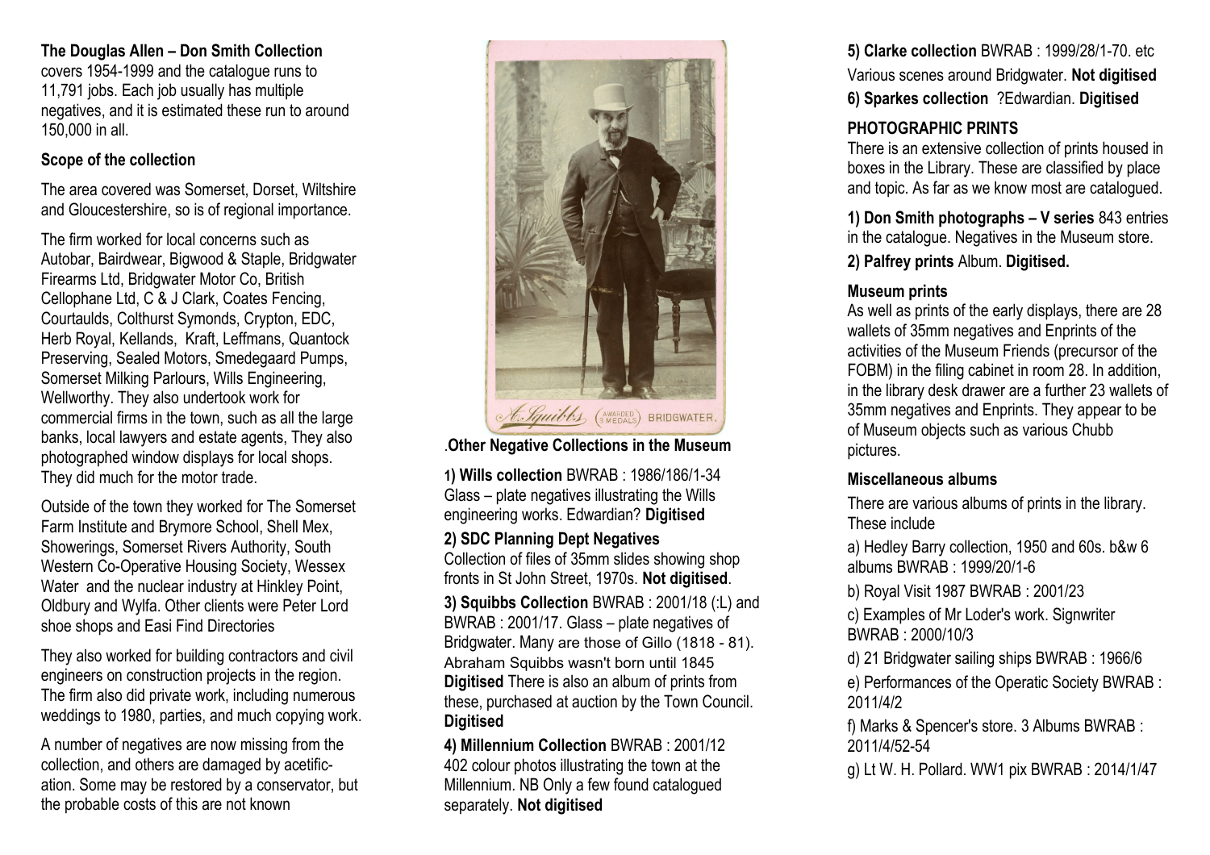**The Douglas Allen – Don Smith Collection** covers 1954-1999 and the catalogue runs to 11,791 jobs. Each job usually has multiple negatives, and it is estimated these run to around 150,000 in all.

**Scope of the collection**

The area covered was Somerset, Dorset, Wiltshire and Gloucestershire, so is of regional importance.

The firm worked for local concerns such as Autobar, Bairdwear, Bigwood & Staple, Bridgwater Firearms Ltd, Bridgwater Motor Co, British Cellophane Ltd, C & J Clark, Coates Fencing, Courtaulds, Colthurst Symonds, Crypton, EDC, Herb Royal, Kellands, Kraft, Leffmans, Quantock Preserving, Sealed Motors, Smedegaard Pumps, Somerset Milking Parlours, Wills Engineering, Wellworthy. They also undertook work for commercial firms in the town, such as all the large banks, local lawyers and estate agents, They also photographed window displays for local shops. They did much for the motor trade.

Outside of the town they worked for The Somerset Farm Institute and Brymore School, Shell Mex, Showerings, Somerset Rivers Authority, South Western Co-Operative Housing Society, Wessex Water and the nuclear industry at Hinkley Point, Oldbury and Wylfa. Other clients were Peter Lord shoe shops and Easi Find Directories

They also worked for building contractors and civil engineers on construction projects in the region. The firm also did private work, including numerous weddings to 1980, parties, and much copying work.

A number of negatives are now missing from the collection, and others are damaged by acetification. Some may be restored by a conservator, but the probable costs of this are not known

A. Squibbs (AWARDED 3 MEDALS) BRIDGWATER.

.**Other Negative Collections in the Museum**

**1) Wills collection** BWRAB : 1986/186/1-34 Glass – plate negatives illustrating the Wills engineering works. Edwardian? **Digitised**

**2) SDC Planning Dept Negatives** Collection of files of 35mm slides showing shop fronts in St John Street, 1970s. **Not digitised**.

**3) Squibbs Collection** BWRAB : 2001/18 (:L) and BWRAB : 2001/17. Glass – plate negatives of Bridgwater. Many are those of Gillo (1818 - 81). Abraham Squibbs wasn't born until 1845 **Digitised** There is also an album of prints from these, purchased at auction by the Town Council. **Digitised**

**4) Millennium Collection** BWRAB : 2001/12 402 colour photos illustrating the town at the Millennium. NB Only a few found catalogued separately. **Not digitised**

**5) Clarke collection** BWRAB : 1999/28/1-70. etc Various scenes around Bridgwater. **Not digitised**

**6) Sparkes collection** ?Edwardian. **Digitised**

**PHOTOGRAPHIC PRINTS**

There is an extensive collection of prints housed in boxes in the Library. These are classified by place and topic. As far as we know most are catalogued.

**1) Don Smith photographs – V series** 843 entries in the catalogue. Negatives in the Museum store.

**2) Palfrey prints** Album. **Digitised.**

**Museum prints**

As well as prints of the early displays, there are 28 wallets of 35mm negatives and Enprints of the activities of the Museum Friends (precursor of the FOBM) in the filing cabinet in room 28. In addition, in the library desk drawer are a further 23 wallets of 35mm negatives and Enprints. They appear to be of Museum objects such as various Chubb pictures.

**Miscellaneous albums**

There are various albums of prints in the library. These include

a) Hedley Barry collection, 1950 and 60s. b&w 6 albums BWRAB : 1999/20/1-6

b) Royal Visit 1987 BWRAB : 2001/23

c) Examples of Mr Loder's work. Signwriter BWRAB : 2000/10/3

d) 21 Bridgwater sailing ships BWRAB : 1966/6

e) Performances of the Operatic Society BWRAB : 2011/4/2

f) Marks & Spencer's store. 3 Albums BWRAB : 2011/4/52-54

g) Lt W. H. Pollard. WW1 pix BWRAB : 2014/1/47